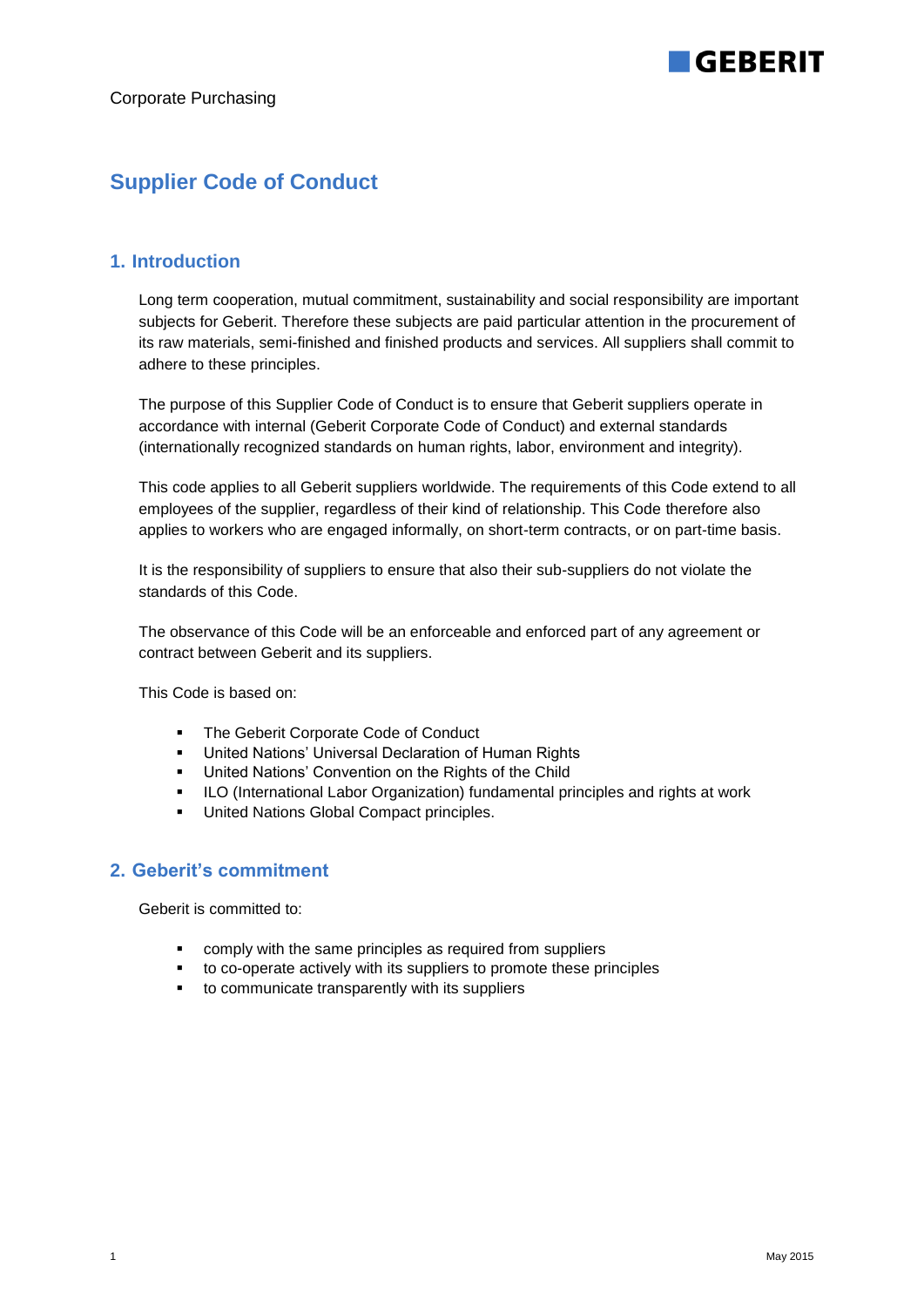Corporate Purchasing

# Supplier Code of Conduct

## 1. Introduction

Long term cooperation, mutual commitment, sustainability and social responsibility are important subjects for Geberit. Therefore these subjects are paid particular attention in the procurement of its raw materials, semi-finished and finished products and services. All suppliers shall commit to adhere to these principles.

The purpose of this Supplier Code of Conduct is to ensure that Geberit suppliers operate in accordance with internal (Geberit Corporate Code of Conduct) and external standards (internationally recognized standards on human rights, labor, environment and integrity).

This code applies to all Geberit suppliers worldwide. The requirements of this Code extend to all employees of the supplier, regardless of their kind of relationship. This Code therefore also applies to workers who are engaged informally, on short-term contracts, or on part-time basis.

It is the responsibility of suppliers to ensure that also their sub-suppliers do not violate the standards of this Code.

The observance of this Code will be an enforceable and enforced part of any agreement or contract between Geberit and its suppliers.

This Code is based on:

- The Geberit Corporate Code of Conduct
- United Nations' Universal Declaration of Human Rights
- United Nations' Convention on the Rights of the Child
- ILO (International Labor Organization) fundamental principles and rights at work
- United Nations Global Compact principles.

## 2. Geberit's commitment

Geberit is committed to:

- comply with the same principles as required from suppliers
- to co-operate actively with its suppliers to promote these principles
- to communicate transparently with its suppliers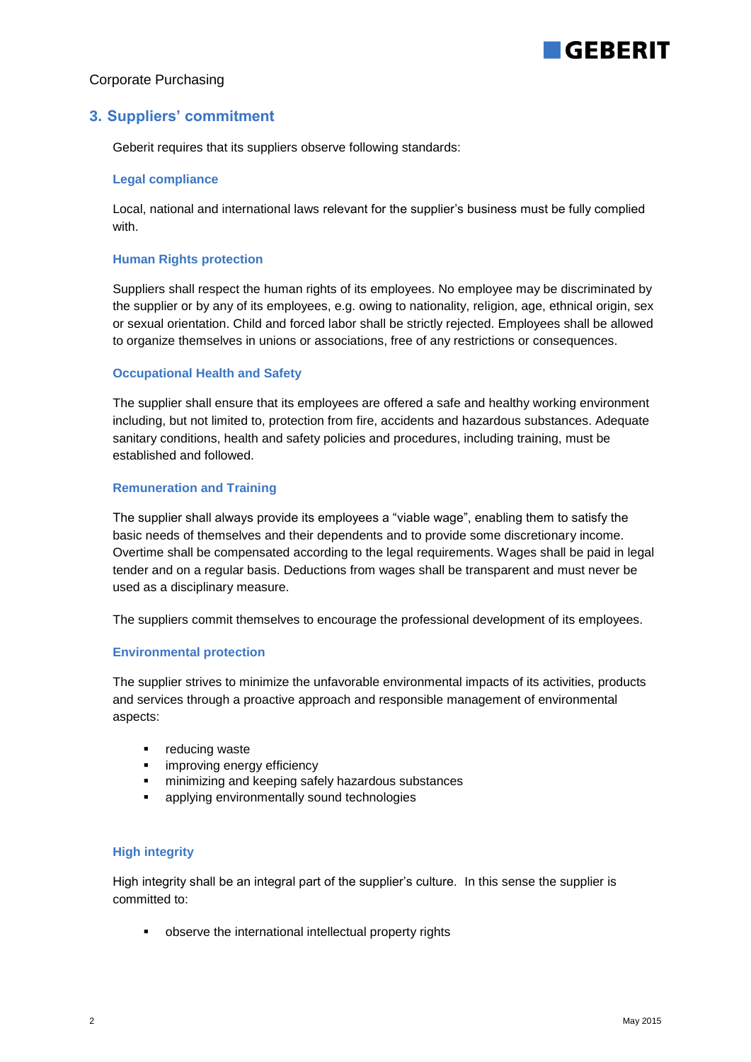Corporate Purchasing

## 3. Suppliers' commitment

Geberit requires that its suppliers observe following standards:

### Legal compliance

Local, national and international laws relevant for the supplier's business must be fully complied with.

### Human Rights protection

Suppliers shall respect the human rights of its employees. No employee may be discriminated by the supplier or by any of its employees, e.g. owing to nationality, religion, age, ethnical origin, sex or sexual orientation. Child and forced labor shall be strictly rejected. Employees shall be allowed to organize themselves in unions or associations, free of any restrictions or consequences.

### Occupational Health and Safety

The supplier shall ensure that its employees are offered a safe and healthy working environment including, but not limited to, protection from fire, accidents and hazardous substances. Adequate sanitary conditions, health and safety policies and procedures, including training, must be established and followed.

### Remuneration and Training

The supplier shall always provide its employees a "viable wage", enabling them to satisfy the basic needs of themselves and their dependents and to provide some discretionary income. Overtime shall be compensated according to the legal requirements. Wages shall be paid in legal tender and on a regular basis. Deductions from wages shall be transparent and must never be used as a disciplinary measure.

The suppliers commit themselves to encourage the professional development of its employees.

### Environmental protection

The supplier strives to minimize the unfavorable environmental impacts of its activities, products and services through a proactive approach and responsible management of environmental aspects:

- reducing waste
- improving energy efficiency
- minimizing and keeping safely hazardous substances
- applying environmentally sound technologies

### High integrity

High integrity shall be an integral part of the supplier's culture. In this sense the supplier is committed to:

- observe the international intellectual property rights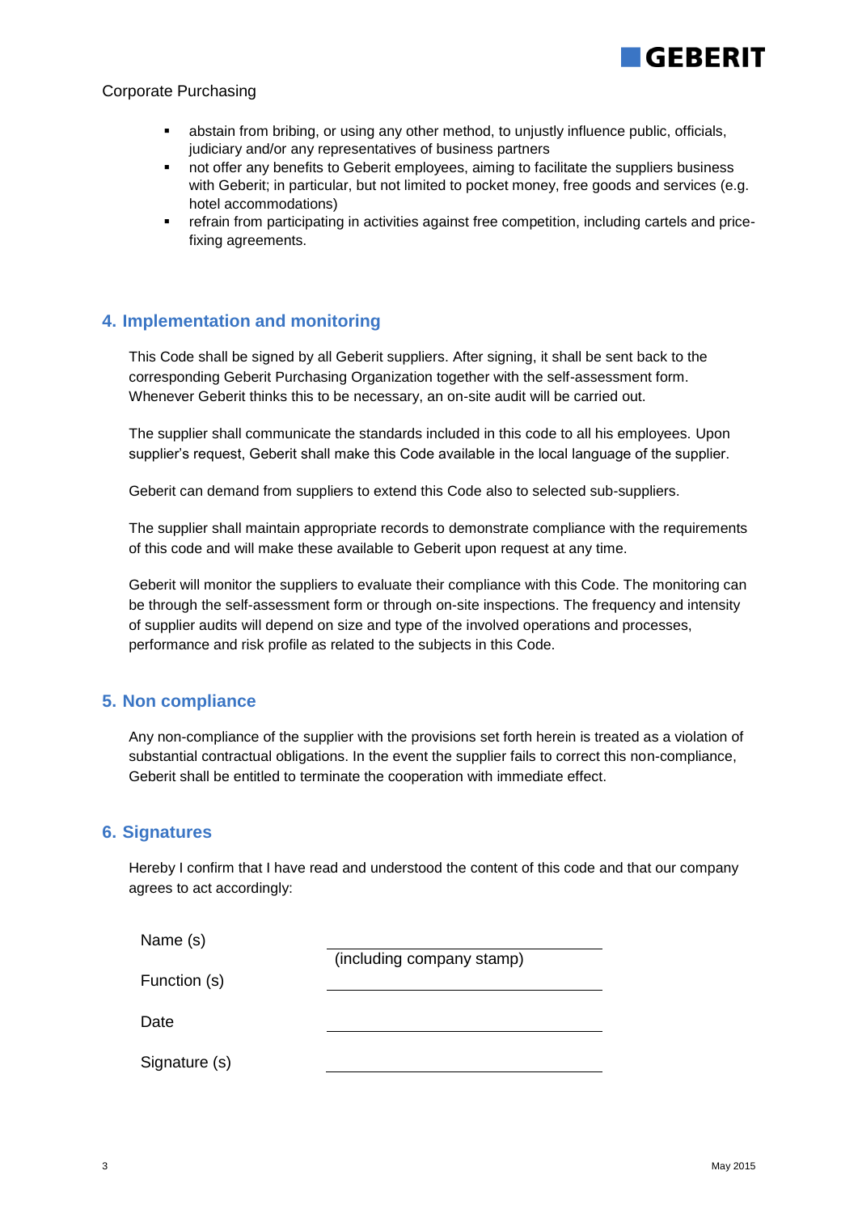- abstain from bribing, or using any other method, to unjustly influence public, officials, judiciary and/or any representatives of business partners
- not offer any benefits to Geberit employees, aiming to facilitate the suppliers business with Geberit; in particular, but not limited to pocket money, free goods and services (e.g. hotel accommodations)
- refrain from participating in activities against free competition, including cartels and price-fixing agreements.

## 4. Implementation and monitoring

This Code shall be signed by all Geberit suppliers. After signing, it shall be sent back to the corresponding Geberit Purchasing Organization together with the self-assessment form. Whenever Geberit thinks this to be necessary, an on-site audit will be carried out.

The supplier shall communicate the standards included in this code to all his employees. Upon supplier's request, Geberit shall make this Code available in the local language of the supplier.

Geberit can demand from suppliers to extend this Code also to selected sub-suppliers.

The supplier shall maintain appropriate records to demonstrate compliance with the requirements of this code and will make these available to Geberit upon request at any time.

Geberit will monitor the suppliers to evaluate their compliance with this Code. The monitoring can be through the self-assessment form or through on-site inspections. The frequency and intensity of supplier audits will depend on size and type of the involved operations and processes, performance and risk profile as related to the subjects in this Code.

## 5. Non compliance

Any non-compliance of the supplier with the provisions set forth herein is treated as a violation of substantial contractual obligations. In the event the supplier fails to correct this non-compliance, Geberit shall be entitled to terminate the cooperation with immediate effect.

## 6. Signatures

Hereby I confirm that I have read and understood the content of this code and that our company agrees to act accordingly:

Name (s) \_\_\_\_\_\_\_\_\_\_\_\_\_\_\_\_\_\_\_\_\_\_\_\_\_\_\_\_\_\_
(including company stamp)

Function (s) \_\_\_\_\_\_\_\_\_\_\_\_\_\_\_\_\_\_\_\_\_\_\_\_\_\_\_\_\_\_

Date \_\_\_\_\_\_\_\_\_\_\_\_\_\_\_\_\_\_\_\_\_\_\_\_\_\_\_\_\_\_

Signature (s) \_\_\_\_\_\_\_\_\_\_\_\_\_\_\_\_\_\_\_\_\_\_\_\_\_\_\_\_\_\_